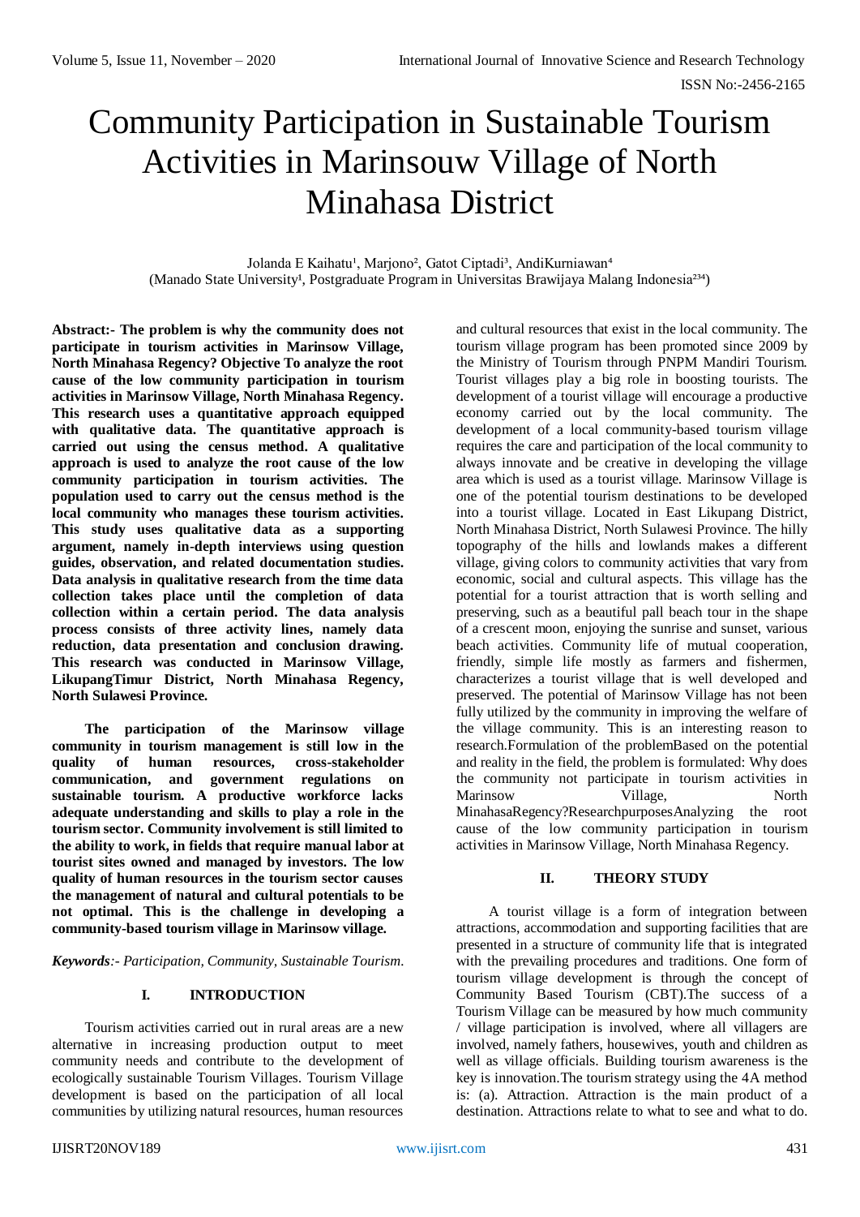# Community Participation in Sustainable Tourism Activities in Marinsouw Village of North Minahasa District

Jolanda E Kaihatu[1], Marjono[2], Gatot Ciptadi[3], AndiKurniawan[4]
(Manado State University[1], Postgraduate Program in Universitas Brawijaya Malang Indonesia[234])

**Abstract:- The problem is why the community does not participate in tourism activities in Marinsow Village, North Minahasa Regency? Objective To analyze the root cause of the low community participation in tourism activities in Marinsow Village, North Minahasa Regency. This research uses a quantitative approach equipped with qualitative data. The quantitative approach is carried out using the census method. A qualitative approach is used to analyze the root cause of the low community participation in tourism activities. The population used to carry out the census method is the local community who manages these tourism activities. This study uses qualitative data as a supporting argument, namely in-depth interviews using question guides, observation, and related documentation studies. Data analysis in qualitative research from the time data collection takes place until the completion of data collection within a certain period. The data analysis process consists of three activity lines, namely data reduction, data presentation and conclusion drawing. This research was conducted in Marinsow Village, LikupangTimur District, North Minahasa Regency, North Sulawesi Province.**

**The participation of the Marinsow village community in tourism management is still low in the quality of human resources, cross-stakeholder communication, and government regulations on sustainable tourism. A productive workforce lacks adequate understanding and skills to play a role in the tourism sector. Community involvement is still limited to the ability to work, in fields that require manual labor at tourist sites owned and managed by investors. The low quality of human resources in the tourism sector causes the management of natural and cultural potentials to be not optimal. This is the challenge in developing a community-based tourism village in Marinsow village.**

***Keywords**:- Participation, Community, Sustainable Tourism.*

## I. INTRODUCTION

Tourism activities carried out in rural areas are a new alternative in increasing production output to meet community needs and contribute to the development of ecologically sustainable Tourism Villages. Tourism Village development is based on the participation of all local communities by utilizing natural resources, human resources and cultural resources that exist in the local community. The tourism village program has been promoted since 2009 by the Ministry of Tourism through PNPM Mandiri Tourism. Tourist villages play a big role in boosting tourists. The development of a tourist village will encourage a productive economy carried out by the local community. The development of a local community-based tourism village requires the care and participation of the local community to always innovate and be creative in developing the village area which is used as a tourist village. Marinsow Village is one of the potential tourism destinations to be developed into a tourist village. Located in East Likupang District, North Minahasa District, North Sulawesi Province. The hilly topography of the hills and lowlands makes a different village, giving colors to community activities that vary from economic, social and cultural aspects. This village has the potential for a tourist attraction that is worth selling and preserving, such as a beautiful pall beach tour in the shape of a crescent moon, enjoying the sunrise and sunset, various beach activities. Community life of mutual cooperation, friendly, simple life mostly as farmers and fishermen, characterizes a tourist village that is well developed and preserved. The potential of Marinsow Village has not been fully utilized by the community in improving the welfare of the village community. This is an interesting reason to research.Formulation of the problemBased on the potential and reality in the field, the problem is formulated: Why does the community not participate in tourism activities in Marinsow Village, North MinahasaRegency?ResearchpurposesAnalyzing the root cause of the low community participation in tourism activities in Marinsow Village, North Minahasa Regency.

## II. THEORY STUDY

A tourist village is a form of integration between attractions, accommodation and supporting facilities that are presented in a structure of community life that is integrated with the prevailing procedures and traditions. One form of tourism village development is through the concept of Community Based Tourism (CBT).The success of a Tourism Village can be measured by how much community / village participation is involved, where all villagers are involved, namely fathers, housewives, youth and children as well as village officials. Building tourism awareness is the key is innovation.The tourism strategy using the 4A method is: (a). Attraction. Attraction is the main product of a destination. Attractions relate to what to see and what to do.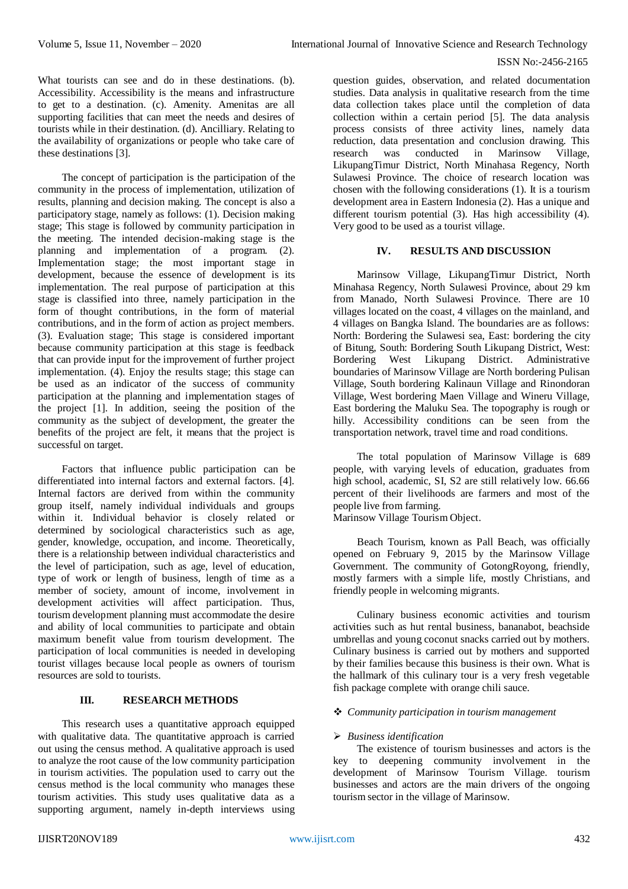What tourists can see and do in these destinations. (b). Accessibility. Accessibility is the means and infrastructure to get to a destination. (c). Amenity. Amenitas are all supporting facilities that can meet the needs and desires of tourists while in their destination. (d). Ancilliary. Relating to the availability of organizations or people who take care of these destinations [3].

The concept of participation is the participation of the community in the process of implementation, utilization of results, planning and decision making. The concept is also a participatory stage, namely as follows: (1). Decision making stage; This stage is followed by community participation in the meeting. The intended decision-making stage is the planning and implementation of a program. (2). Implementation stage; the most important stage in development, because the essence of development is its implementation. The real purpose of participation at this stage is classified into three, namely participation in the form of thought contributions, in the form of material contributions, and in the form of action as project members. (3). Evaluation stage; This stage is considered important because community participation at this stage is feedback that can provide input for the improvement of further project implementation. (4). Enjoy the results stage; this stage can be used as an indicator of the success of community participation at the planning and implementation stages of the project [1]. In addition, seeing the position of the community as the subject of development, the greater the benefits of the project are felt, it means that the project is successful on target.

Factors that influence public participation can be differentiated into internal factors and external factors. [4]. Internal factors are derived from within the community group itself, namely individual individuals and groups within it. Individual behavior is closely related or determined by sociological characteristics such as age, gender, knowledge, occupation, and income. Theoretically, there is a relationship between individual characteristics and the level of participation, such as age, level of education, type of work or length of business, length of time as a member of society, amount of income, involvement in development activities will affect participation. Thus, tourism development planning must accommodate the desire and ability of local communities to participate and obtain maximum benefit value from tourism development. The participation of local communities is needed in developing tourist villages because local people as owners of tourism resources are sold to tourists.

## III. RESEARCH METHODS

This research uses a quantitative approach equipped with qualitative data. The quantitative approach is carried out using the census method. A qualitative approach is used to analyze the root cause of the low community participation in tourism activities. The population used to carry out the census method is the local community who manages these tourism activities. This study uses qualitative data as a supporting argument, namely in-depth interviews using question guides, observation, and related documentation studies. Data analysis in qualitative research from the time data collection takes place until the completion of data collection within a certain period [5]. The data analysis process consists of three activity lines, namely data reduction, data presentation and conclusion drawing. This research was conducted in Marinsow Village, LikupangTimur District, North Minahasa Regency, North Sulawesi Province. The choice of research location was chosen with the following considerations (1). It is a tourism development area in Eastern Indonesia (2). Has a unique and different tourism potential (3). Has high accessibility (4). Very good to be used as a tourist village.

## IV. RESULTS AND DISCUSSION

Marinsow Village, LikupangTimur District, North Minahasa Regency, North Sulawesi Province, about 29 km from Manado, North Sulawesi Province. There are 10 villages located on the coast, 4 villages on the mainland, and 4 villages on Bangka Island. The boundaries are as follows: North: Bordering the Sulawesi sea, East: bordering the city of Bitung, South: Bordering South Likupang District, West: Bordering West Likupang District. Administrative boundaries of Marinsow Village are North bordering Pulisan Village, South bordering Kalinaun Village and Rinondoran Village, West bordering Maen Village and Wineru Village, East bordering the Maluku Sea. The topography is rough or hilly. Accessibility conditions can be seen from the transportation network, travel time and road conditions.

The total population of Marinsow Village is 689 people, with varying levels of education, graduates from high school, academic, SI, S2 are still relatively low. 66.66 percent of their livelihoods are farmers and most of the people live from farming.
Marinsow Village Tourism Object.

Beach Tourism, known as Pall Beach, was officially opened on February 9, 2015 by the Marinsow Village Government. The community of GotongRoyong, friendly, mostly farmers with a simple life, mostly Christians, and friendly people in welcoming migrants.

Culinary business economic activities and tourism activities such as hut rental business, bananabot, beachside umbrellas and young coconut snacks carried out by mothers. Culinary business is carried out by mothers and supported by their families because this business is their own. What is the hallmark of this culinary tour is a very fresh vegetable fish package complete with orange chili sauce.

- *Community participation in tourism management*

  - *Business identification*

The existence of tourism businesses and actors is the key to deepening community involvement in the development of Marinsow Tourism Village. tourism businesses and actors are the main drivers of the ongoing tourism sector in the village of Marinsow.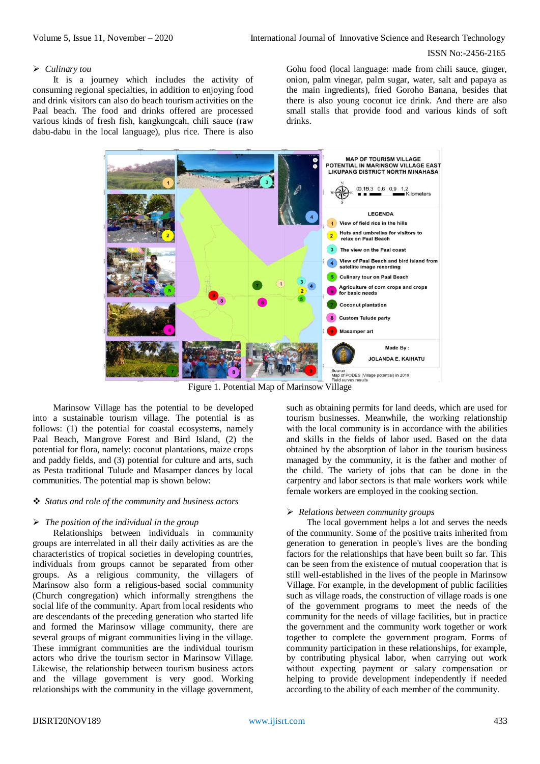➢ *Culinary tou*

It is a journey which includes the activity of consuming regional specialties, in addition to enjoying food and drink visitors can also do beach tourism activities on the Paal beach. The food and drinks offered are processed various kinds of fresh fish, kangkungcah, chili sauce (raw dabu-dabu in the local language), plus rice. There is also Gohu food (local language: made from chili sauce, ginger, onion, palm vinegar, palm sugar, water, salt and papaya as the main ingredients), fried Goroho Banana, besides that there is also young coconut ice drink. And there are also small stalls that provide food and various kinds of soft drinks.

Figure 1. Potential Map of Marinsow Village

Marinsow Village has the potential to be developed into a sustainable tourism village. The potential is as follows: (1) the potential for coastal ecosystems, namely Paal Beach, Mangrove Forest and Bird Island, (2) the potential for flora, namely: coconut plantations, maize crops and paddy fields, and (3) potential for culture and arts, such as Pesta traditional Tulude and Masamper dances by local communities. The potential map is shown below:

❖ *Status and role of the community and business actors*

➢ *The position of the individual in the group*

Relationships between individuals in community groups are interrelated in all their daily activities as are the characteristics of tropical societies in developing countries, individuals from groups cannot be separated from other groups. As a religious community, the villagers of Marinsow also form a religious-based social community (Church congregation) which informally strengthens the social life of the community. Apart from local residents who are descendants of the preceding generation who started life and formed the Marinsow village community, there are several groups of migrant communities living in the village. These immigrant communities are the individual tourism actors who drive the tourism sector in Marinsow Village. Likewise, the relationship between tourism business actors and the village government is very good. Working relationships with the community in the village government, such as obtaining permits for land deeds, which are used for tourism businesses. Meanwhile, the working relationship with the local community is in accordance with the abilities and skills in the fields of labor used. Based on the data obtained by the absorption of labor in the tourism business managed by the community, it is the father and mother of the child. The variety of jobs that can be done in the carpentry and labor sectors is that male workers work while female workers are employed in the cooking section.

➢ *Relations between community groups*

The local government helps a lot and serves the needs of the community. Some of the positive traits inherited from generation to generation in people's lives are the bonding factors for the relationships that have been built so far. This can be seen from the existence of mutual cooperation that is still well-established in the lives of the people in Marinsow Village. For example, in the development of public facilities such as village roads, the construction of village roads is one of the government programs to meet the needs of the community for the needs of village facilities, but in practice the government and the community work together or work together to complete the government program. Forms of community participation in these relationships, for example, by contributing physical labor, when carrying out work without expecting payment or salary compensation or helping to provide development independently if needed according to the ability of each member of the community.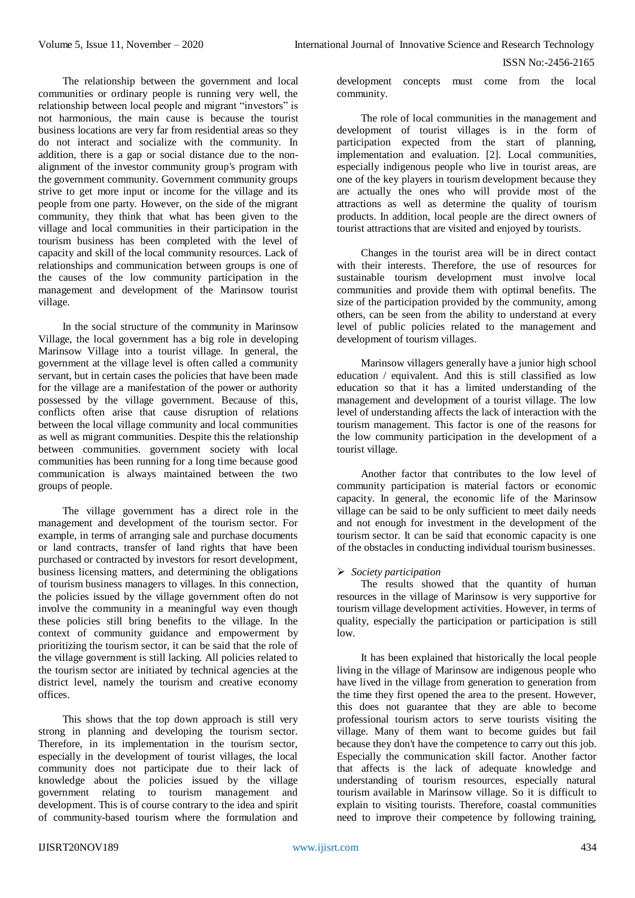The relationship between the government and local communities or ordinary people is running very well, the relationship between local people and migrant "investors" is not harmonious, the main cause is because the tourist business locations are very far from residential areas so they do not interact and socialize with the community. In addition, there is a gap or social distance due to the non-alignment of the investor community group's program with the government community. Government community groups strive to get more input or income for the village and its people from one party. However, on the side of the migrant community, they think that what has been given to the village and local communities in their participation in the tourism business has been completed with the level of capacity and skill of the local community resources. Lack of relationships and communication between groups is one of the causes of the low community participation in the management and development of the Marinsow tourist village.

In the social structure of the community in Marinsow Village, the local government has a big role in developing Marinsow Village into a tourist village. In general, the government at the village level is often called a community servant, but in certain cases the policies that have been made for the village are a manifestation of the power or authority possessed by the village government. Because of this, conflicts often arise that cause disruption of relations between the local village community and local communities as well as migrant communities. Despite this the relationship between communities. government society with local communities has been running for a long time because good communication is always maintained between the two groups of people.

The village government has a direct role in the management and development of the tourism sector. For example, in terms of arranging sale and purchase documents or land contracts, transfer of land rights that have been purchased or contracted by investors for resort development, business licensing matters, and determining the obligations of tourism business managers to villages. In this connection, the policies issued by the village government often do not involve the community in a meaningful way even though these policies still bring benefits to the village. In the context of community guidance and empowerment by prioritizing the tourism sector, it can be said that the role of the village government is still lacking. All policies related to the tourism sector are initiated by technical agencies at the district level, namely the tourism and creative economy offices.

This shows that the top down approach is still very strong in planning and developing the tourism sector. Therefore, in its implementation in the tourism sector, especially in the development of tourist villages, the local community does not participate due to their lack of knowledge about the policies issued by the village government relating to tourism management and development. This is of course contrary to the idea and spirit of community-based tourism where the formulation and development concepts must come from the local community.

The role of local communities in the management and development of tourist villages is in the form of participation expected from the start of planning, implementation and evaluation. [2]. Local communities, especially indigenous people who live in tourist areas, are one of the key players in tourism development because they are actually the ones who will provide most of the attractions as well as determine the quality of tourism products. In addition, local people are the direct owners of tourist attractions that are visited and enjoyed by tourists.

Changes in the tourist area will be in direct contact with their interests. Therefore, the use of resources for sustainable tourism development must involve local communities and provide them with optimal benefits. The size of the participation provided by the community, among others, can be seen from the ability to understand at every level of public policies related to the management and development of tourism villages.

Marinsow villagers generally have a junior high school education / equivalent. And this is still classified as low education so that it has a limited understanding of the management and development of a tourist village. The low level of understanding affects the lack of interaction with the tourism management. This factor is one of the reasons for the low community participation in the development of a tourist village.

Another factor that contributes to the low level of community participation is material factors or economic capacity. In general, the economic life of the Marinsow village can be said to be only sufficient to meet daily needs and not enough for investment in the development of the tourism sector. It can be said that economic capacity is one of the obstacles in conducting individual tourism businesses.

- *Society participation*

The results showed that the quantity of human resources in the village of Marinsow is very supportive for tourism village development activities. However, in terms of quality, especially the participation or participation is still low.

It has been explained that historically the local people living in the village of Marinsow are indigenous people who have lived in the village from generation to generation from the time they first opened the area to the present. However, this does not guarantee that they are able to become professional tourism actors to serve tourists visiting the village. Many of them want to become guides but fail because they don't have the competence to carry out this job. Especially the communication skill factor. Another factor that affects is the lack of adequate knowledge and understanding of tourism resources, especially natural tourism available in Marinsow village. So it is difficult to explain to visiting tourists. Therefore, coastal communities need to improve their competence by following training,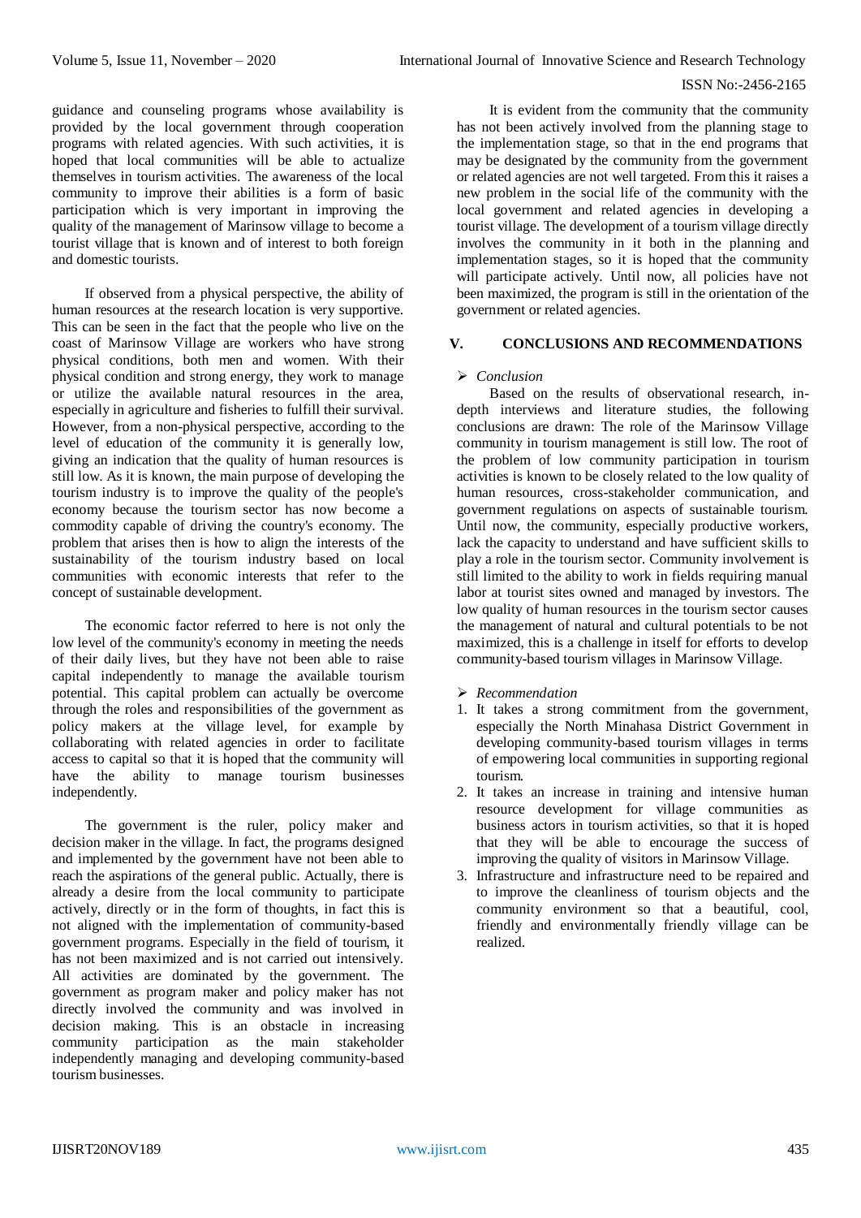guidance and counseling programs whose availability is provided by the local government through cooperation programs with related agencies. With such activities, it is hoped that local communities will be able to actualize themselves in tourism activities. The awareness of the local community to improve their abilities is a form of basic participation which is very important in improving the quality of the management of Marinsow village to become a tourist village that is known and of interest to both foreign and domestic tourists.

If observed from a physical perspective, the ability of human resources at the research location is very supportive. This can be seen in the fact that the people who live on the coast of Marinsow Village are workers who have strong physical conditions, both men and women. With their physical condition and strong energy, they work to manage or utilize the available natural resources in the area, especially in agriculture and fisheries to fulfill their survival. However, from a non-physical perspective, according to the level of education of the community it is generally low, giving an indication that the quality of human resources is still low. As it is known, the main purpose of developing the tourism industry is to improve the quality of the people's economy because the tourism sector has now become a commodity capable of driving the country's economy. The problem that arises then is how to align the interests of the sustainability of the tourism industry based on local communities with economic interests that refer to the concept of sustainable development.

The economic factor referred to here is not only the low level of the community's economy in meeting the needs of their daily lives, but they have not been able to raise capital independently to manage the available tourism potential. This capital problem can actually be overcome through the roles and responsibilities of the government as policy makers at the village level, for example by collaborating with related agencies in order to facilitate access to capital so that it is hoped that the community will have the ability to manage tourism businesses independently.

The government is the ruler, policy maker and decision maker in the village. In fact, the programs designed and implemented by the government have not been able to reach the aspirations of the general public. Actually, there is already a desire from the local community to participate actively, directly or in the form of thoughts, in fact this is not aligned with the implementation of community-based government programs. Especially in the field of tourism, it has not been maximized and is not carried out intensively. All activities are dominated by the government. The government as program maker and policy maker has not directly involved the community and was involved in decision making. This is an obstacle in increasing community participation as the main stakeholder independently managing and developing community-based tourism businesses.

It is evident from the community that the community has not been actively involved from the planning stage to the implementation stage, so that in the end programs that may be designated by the community from the government or related agencies are not well targeted. From this it raises a new problem in the social life of the community with the local government and related agencies in developing a tourist village. The development of a tourism village directly involves the community in it both in the planning and implementation stages, so it is hoped that the community will participate actively. Until now, all policies have not been maximized, the program is still in the orientation of the government or related agencies.

## V. CONCLUSIONS AND RECOMMENDATIONS

### *Conclusion*

Based on the results of observational research, in-depth interviews and literature studies, the following conclusions are drawn: The role of the Marinsow Village community in tourism management is still low. The root of the problem of low community participation in tourism activities is known to be closely related to the low quality of human resources, cross-stakeholder communication, and government regulations on aspects of sustainable tourism. Until now, the community, especially productive workers, lack the capacity to understand and have sufficient skills to play a role in the tourism sector. Community involvement is still limited to the ability to work in fields requiring manual labor at tourist sites owned and managed by investors. The low quality of human resources in the tourism sector causes the management of natural and cultural potentials to be not maximized, this is a challenge in itself for efforts to develop community-based tourism villages in Marinsow Village.

### *Recommendation*

1. It takes a strong commitment from the government, especially the North Minahasa District Government in developing community-based tourism villages in terms of empowering local communities in supporting regional tourism.
2. It takes an increase in training and intensive human resource development for village communities as business actors in tourism activities, so that it is hoped that they will be able to encourage the success of improving the quality of visitors in Marinsow Village.
3. Infrastructure and infrastructure need to be repaired and to improve the cleanliness of tourism objects and the community environment so that a beautiful, cool, friendly and environmentally friendly village can be realized.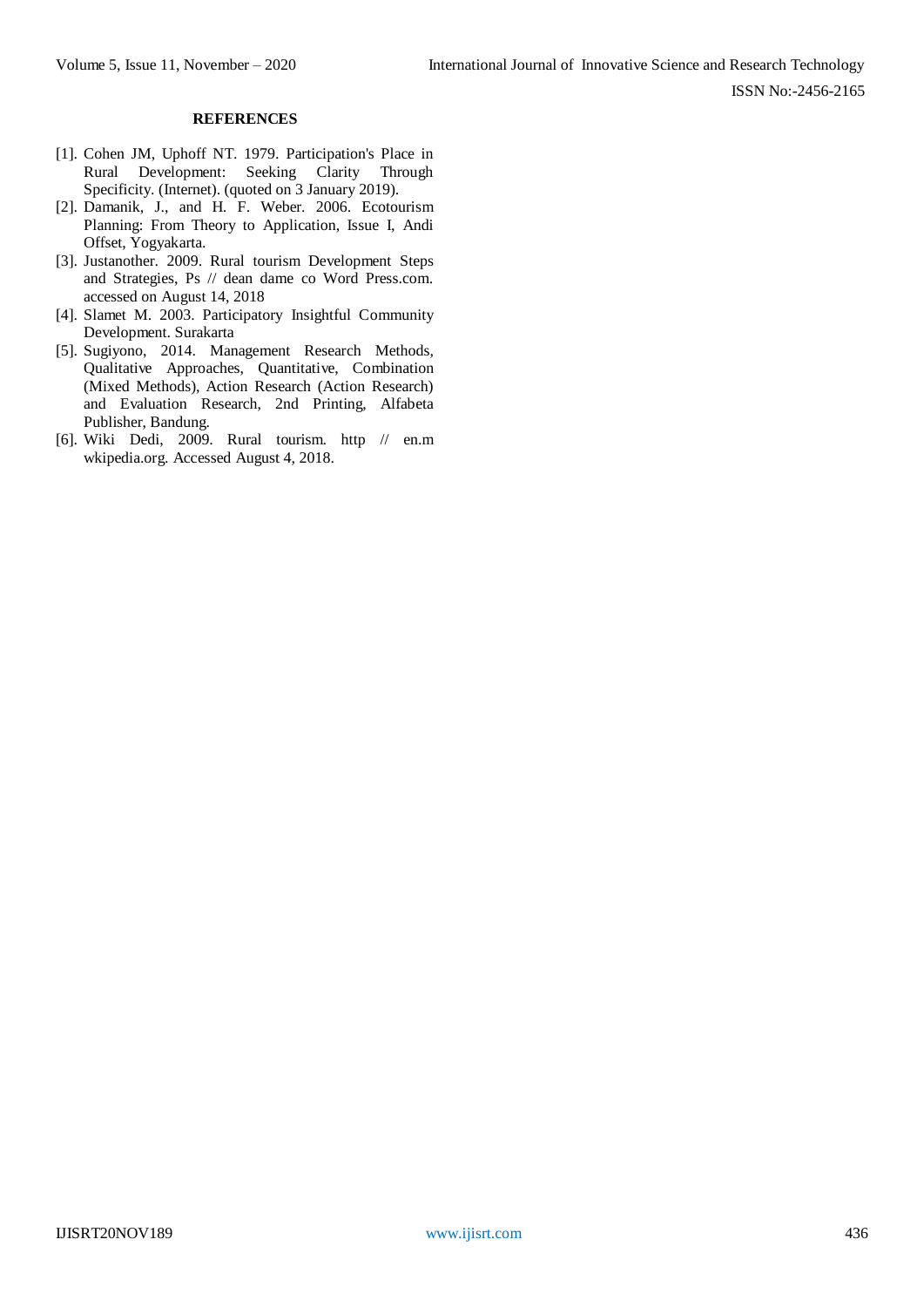## REFERENCES

[1]. Cohen JM, Uphoff NT. 1979. Participation's Place in Rural Development: Seeking Clarity Through Specificity. (Internet). (quoted on 3 January 2019).

[2]. Damanik, J., and H. F. Weber. 2006. Ecotourism Planning: From Theory to Application, Issue I, Andi Offset, Yogyakarta.

[3]. Justanother. 2009. Rural tourism Development Steps and Strategies, Ps // dean dame co Word Press.com. accessed on August 14, 2018

[4]. Slamet M. 2003. Participatory Insightful Community Development. Surakarta

[5]. Sugiyono, 2014. Management Research Methods, Qualitative Approaches, Quantitative, Combination (Mixed Methods), Action Research (Action Research) and Evaluation Research, 2nd Printing, Alfabeta Publisher, Bandung.

[6]. Wiki Dedi, 2009. Rural tourism. http // en.m wkipedia.org. Accessed August 4, 2018.